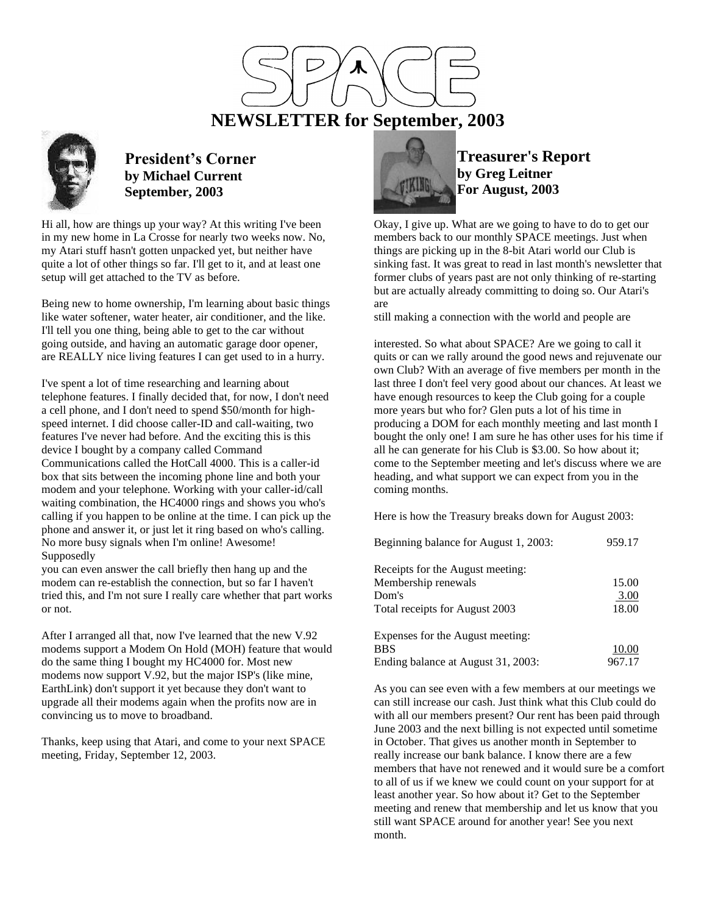# SPACE

# NEWSLETTER for September, 2003

## President's Corner

**by Michael Current**
**September, 2003**

Hi all, how are things up your way? At this writing I've been in my new home in La Crosse for nearly two weeks now. No, my Atari stuff hasn't gotten unpacked yet, but neither have quite a lot of other things so far. I'll get to it, and at least one setup will get attached to the TV as before.

Being new to home ownership, I'm learning about basic things like water softener, water heater, air conditioner, and the like. I'll tell you one thing, being able to get to the car without going outside, and having an automatic garage door opener, are REALLY nice living features I can get used to in a hurry.

I've spent a lot of time researching and learning about telephone features. I finally decided that, for now, I don't need a cell phone, and I don't need to spend $50/month for high-speed internet. I did choose caller-ID and call-waiting, two features I've never had before. And the exciting this is this device I bought by a company called Command Communications called the HotCall 4000. This is a caller-id box that sits between the incoming phone line and both your modem and your telephone. Working with your caller-id/call waiting combination, the HC4000 rings and shows you who's calling if you happen to be online at the time. I can pick up the phone and answer it, or just let it ring based on who's calling. No more busy signals when I'm online! Awesome! Supposedly you can even answer the call briefly then hang up and the modem can re-establish the connection, but so far I haven't tried this, and I'm not sure I really care whether that part works or not.

After I arranged all that, now I've learned that the new V.92 modems support a Modem On Hold (MOH) feature that would do the same thing I bought my HC4000 for. Most new modems now support V.92, but the major ISP's (like mine, EarthLink) don't support it yet because they don't want to upgrade all their modems again when the profits now are in convincing us to move to broadband.

Thanks, keep using that Atari, and come to your next SPACE meeting, Friday, September 12, 2003.

## Treasurer's Report

**by Greg Leitner**
**For August, 2003**

Okay, I give up. What are we going to have to do to get our members back to our monthly SPACE meetings. Just when things are picking up in the 8-bit Atari world our Club is sinking fast. It was great to read in last month's newsletter that former clubs of years past are not only thinking of re-starting but are actually already committing to doing so. Our Atari's are still making a connection with the world and people are interested. So what about SPACE? Are we going to call it quits or can we rally around the good news and rejuvenate our own Club? With an average of five members per month in the last three I don't feel very good about our chances. At least we have enough resources to keep the Club going for a couple more years but who for? Glen puts a lot of his time in producing a DOM for each monthly meeting and last month I bought the only one! I am sure he has other uses for his time if all he can generate for his Club is $3.00. So how about it; come to the September meeting and let's discuss where we are heading, and what support we can expect from you in the coming months.

Here is how the Treasury breaks down for August 2003:

| | |
|---|---|
| Beginning balance for August 1, 2003: | 959.17 |
| | |
| Receipts for the August meeting: | |
| Membership renewals | 15.00 |
| Dom's | 3.00 |
| Total receipts for August 2003 | 18.00 |
| | |
| Expenses for the August meeting: | |
| BBS | 10.00 |
| Ending balance at August 31, 2003: | 967.17 |

As you can see even with a few members at our meetings we can still increase our cash. Just think what this Club could do with all our members present? Our rent has been paid through June 2003 and the next billing is not expected until sometime in October. That gives us another month in September to really increase our bank balance. I know there are a few members that have not renewed and it would sure be a comfort to all of us if we knew we could count on your support for at least another year. So how about it? Get to the September meeting and renew that membership and let us know that you still want SPACE around for another year! See you next month.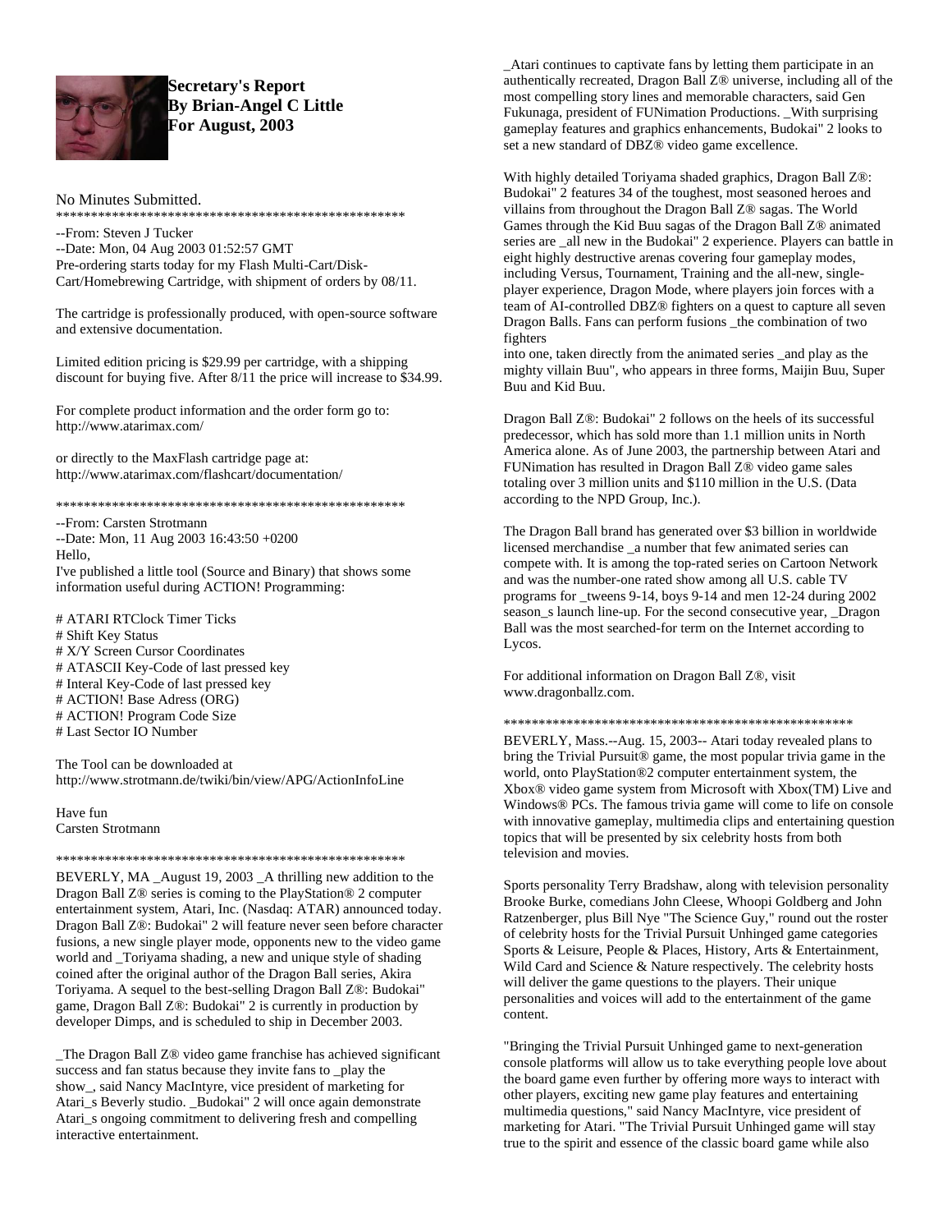**Secretary's Report**
**By Brian-Angel C Little**
**For August, 2003**

No Minutes Submitted.

***************************************************

--From: Steven J Tucker
--Date: Mon, 04 Aug 2003 01:52:57 GMT

Pre-ordering starts today for my Flash Multi-Cart/Disk-Cart/Homebrewing Cartridge, with shipment of orders by 08/11.

The cartridge is professionally produced, with open-source software and extensive documentation.

Limited edition pricing is $29.99 per cartridge, with a shipping discount for buying five. After 8/11 the price will increase to $34.99.

For complete product information and the order form go to:
http://www.atarimax.com/

or directly to the MaxFlash cartridge page at:
http://www.atarimax.com/flashcart/documentation/

***************************************************

--From: Carsten Strotmann
--Date: Mon, 11 Aug 2003 16:43:50 +0200

Hello,
I've published a little tool (Source and Binary) that shows some information useful during ACTION! Programming:

# ATARI RTClock Timer Ticks
# Shift Key Status
# X/Y Screen Cursor Coordinates
# ATASCII Key-Code of last pressed key
# Interal Key-Code of last pressed key
# ACTION! Base Adress (ORG)
# ACTION! Program Code Size
# Last Sector IO Number

The Tool can be downloaded at
http://www.strotmann.de/twiki/bin/view/APG/ActionInfoLine

Have fun
Carsten Strotmann

***************************************************

BEVERLY, MA _August 19, 2003 _A thrilling new addition to the Dragon Ball Z® series is coming to the PlayStation® 2 computer entertainment system, Atari, Inc. (Nasdaq: ATAR) announced today. Dragon Ball Z®: Budokai" 2 will feature never seen before character fusions, a new single player mode, opponents new to the video game world and _Toriyama shading, a new and unique style of shading coined after the original author of the Dragon Ball series, Akira Toriyama. A sequel to the best-selling Dragon Ball Z®: Budokai" game, Dragon Ball Z®: Budokai" 2 is currently in production by developer Dimps, and is scheduled to ship in December 2003.

_The Dragon Ball Z® video game franchise has achieved significant success and fan status because they invite fans to _play the show_, said Nancy MacIntyre, vice president of marketing for Atari_s Beverly studio. _Budokai" 2 will once again demonstrate Atari_s ongoing commitment to delivering fresh and compelling interactive entertainment.

_Atari continues to captivate fans by letting them participate in an authentically recreated, Dragon Ball Z® universe, including all of the most compelling story lines and memorable characters, said Gen Fukunaga, president of FUNimation Productions. _With surprising gameplay features and graphics enhancements, Budokai" 2 looks to set a new standard of DBZ® video game excellence.

With highly detailed Toriyama shaded graphics, Dragon Ball Z®: Budokai" 2 features 34 of the toughest, most seasoned heroes and villains from throughout the Dragon Ball Z® sagas. The World Games through the Kid Buu sagas of the Dragon Ball Z® animated series are _all new in the Budokai" 2 experience. Players can battle in eight highly destructive arenas covering four gameplay modes, including Versus, Tournament, Training and the all-new, single-player experience, Dragon Mode, where players join forces with a team of AI-controlled DBZ® fighters on a quest to capture all seven Dragon Balls. Fans can perform fusions _the combination of two fighters
into one, taken directly from the animated series _and play as the mighty villain Buu", who appears in three forms, Maijin Buu, Super Buu and Kid Buu.

Dragon Ball Z®: Budokai" 2 follows on the heels of its successful predecessor, which has sold more than 1.1 million units in North America alone. As of June 2003, the partnership between Atari and FUNimation has resulted in Dragon Ball Z® video game sales totaling over 3 million units and $110 million in the U.S. (Data according to the NPD Group, Inc.).

The Dragon Ball brand has generated over $3 billion in worldwide licensed merchandise _a number that few animated series can compete with. It is among the top-rated series on Cartoon Network and was the number-one rated show among all U.S. cable TV programs for _tweens 9-14, boys 9-14 and men 12-24 during 2002 season_s launch line-up. For the second consecutive year, _Dragon Ball was the most searched-for term on the Internet according to Lycos.

For additional information on Dragon Ball Z®, visit www.dragonballz.com.

***************************************************

BEVERLY, Mass.--Aug. 15, 2003-- Atari today revealed plans to bring the Trivial Pursuit® game, the most popular trivia game in the world, onto PlayStation®2 computer entertainment system, the Xbox® video game system from Microsoft with Xbox(TM) Live and Windows® PCs. The famous trivia game will come to life on console with innovative gameplay, multimedia clips and entertaining question topics that will be presented by six celebrity hosts from both television and movies.

Sports personality Terry Bradshaw, along with television personality Brooke Burke, comedians John Cleese, Whoopi Goldberg and John Ratzenberger, plus Bill Nye "The Science Guy," round out the roster of celebrity hosts for the Trivial Pursuit Unhinged game categories Sports & Leisure, People & Places, History, Arts & Entertainment, Wild Card and Science & Nature respectively. The celebrity hosts will deliver the game questions to the players. Their unique personalities and voices will add to the entertainment of the game content.

"Bringing the Trivial Pursuit Unhinged game to next-generation console platforms will allow us to take everything people love about the board game even further by offering more ways to interact with other players, exciting new game play features and entertaining multimedia questions," said Nancy MacIntyre, vice president of marketing for Atari. "The Trivial Pursuit Unhinged game will stay true to the spirit and essence of the classic board game while also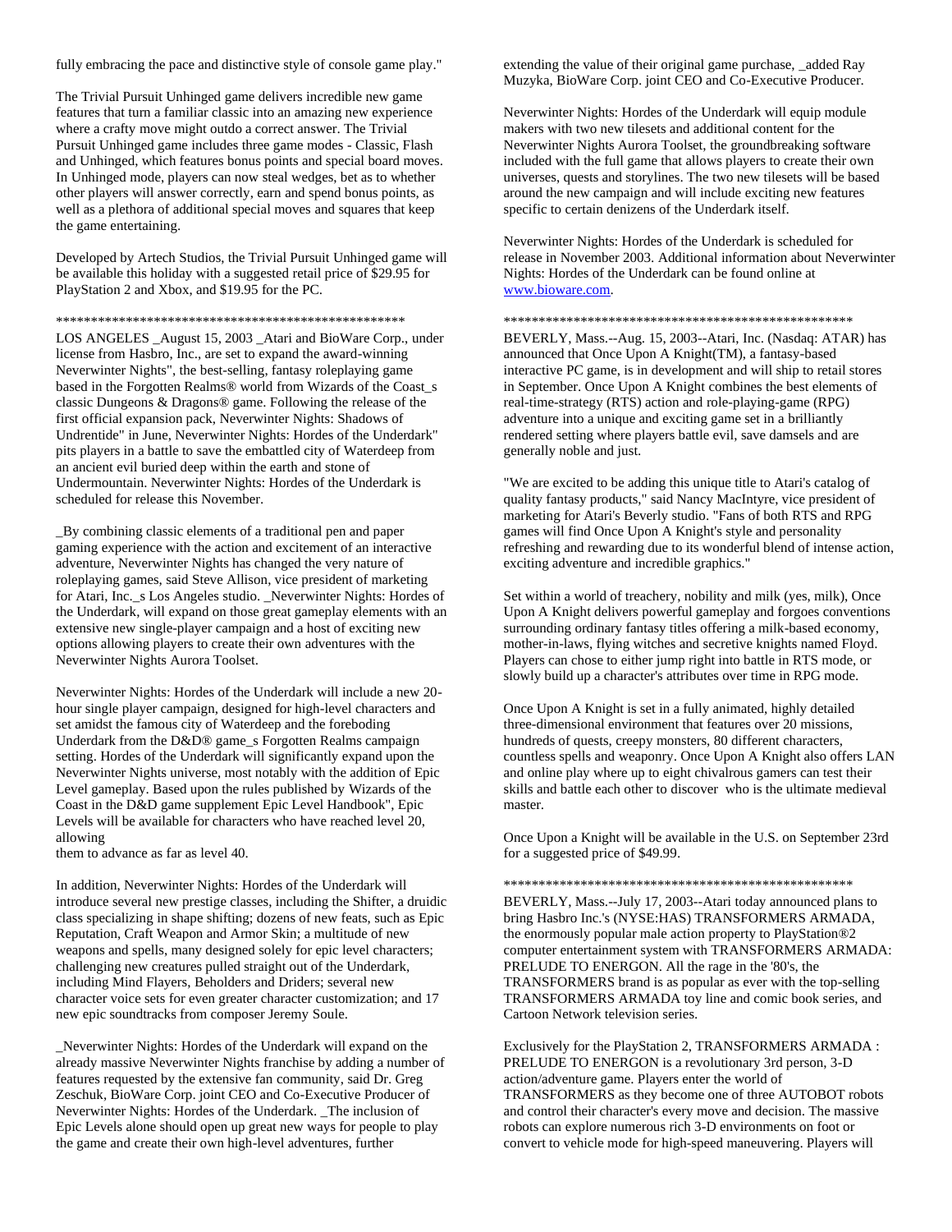fully embracing the pace and distinctive style of console game play."

The Trivial Pursuit Unhinged game delivers incredible new game features that turn a familiar classic into an amazing new experience where a crafty move might outdo a correct answer. The Trivial Pursuit Unhinged game includes three game modes - Classic, Flash and Unhinged, which features bonus points and special board moves. In Unhinged mode, players can now steal wedges, bet as to whether other players will answer correctly, earn and spend bonus points, as well as a plethora of additional special moves and squares that keep the game entertaining.

Developed by Artech Studios, the Trivial Pursuit Unhinged game will be available this holiday with a suggested retail price of $29.95 for PlayStation 2 and Xbox, and $19.95 for the PC.

\*\*\*\*\*\*\*\*\*\*\*\*\*\*\*\*\*\*\*\*\*\*\*\*\*\*\*\*\*\*\*\*\*\*\*\*\*\*\*\*\*\*\*\*\*\*\*\*\*\*\*\*

LOS ANGELES _August 15, 2003 _Atari and BioWare Corp., under license from Hasbro, Inc., are set to expand the award-winning Neverwinter Nights", the best-selling, fantasy roleplaying game based in the Forgotten Realms® world from Wizards of the Coast_s classic Dungeons & Dragons® game. Following the release of the first official expansion pack, Neverwinter Nights: Shadows of Undrentide" in June, Neverwinter Nights: Hordes of the Underdark" pits players in a battle to save the embattled city of Waterdeep from an ancient evil buried deep within the earth and stone of Undermountain. Neverwinter Nights: Hordes of the Underdark is scheduled for release this November.

_By combining classic elements of a traditional pen and paper gaming experience with the action and excitement of an interactive adventure, Neverwinter Nights has changed the very nature of roleplaying games, said Steve Allison, vice president of marketing for Atari, Inc._s Los Angeles studio. _Neverwinter Nights: Hordes of the Underdark, will expand on those great gameplay elements with an extensive new single-player campaign and a host of exciting new options allowing players to create their own adventures with the Neverwinter Nights Aurora Toolset.

Neverwinter Nights: Hordes of the Underdark will include a new 20-hour single player campaign, designed for high-level characters and set amidst the famous city of Waterdeep and the foreboding Underdark from the D&D® game_s Forgotten Realms campaign setting. Hordes of the Underdark will significantly expand upon the Neverwinter Nights universe, most notably with the addition of Epic Level gameplay. Based upon the rules published by Wizards of the Coast in the D&D game supplement Epic Level Handbook", Epic Levels will be available for characters who have reached level 20, allowing
them to advance as far as level 40.

In addition, Neverwinter Nights: Hordes of the Underdark will introduce several new prestige classes, including the Shifter, a druidic class specializing in shape shifting; dozens of new feats, such as Epic Reputation, Craft Weapon and Armor Skin; a multitude of new weapons and spells, many designed solely for epic level characters; challenging new creatures pulled straight out of the Underdark, including Mind Flayers, Beholders and Driders; several new character voice sets for even greater character customization; and 17 new epic soundtracks from composer Jeremy Soule.

_Neverwinter Nights: Hordes of the Underdark will expand on the already massive Neverwinter Nights franchise by adding a number of features requested by the extensive fan community, said Dr. Greg Zeschuk, BioWare Corp. joint CEO and Co-Executive Producer of Neverwinter Nights: Hordes of the Underdark. _The inclusion of Epic Levels alone should open up great new ways for people to play the game and create their own high-level adventures, further extending the value of their original game purchase, _added Ray Muzyka, BioWare Corp. joint CEO and Co-Executive Producer.

Neverwinter Nights: Hordes of the Underdark will equip module makers with two new tilesets and additional content for the Neverwinter Nights Aurora Toolset, the groundbreaking software included with the full game that allows players to create their own universes, quests and storylines. The two new tilesets will be based around the new campaign and will include exciting new features specific to certain denizens of the Underdark itself.

Neverwinter Nights: Hordes of the Underdark is scheduled for release in November 2003. Additional information about Neverwinter Nights: Hordes of the Underdark can be found online at www.bioware.com.

\*\*\*\*\*\*\*\*\*\*\*\*\*\*\*\*\*\*\*\*\*\*\*\*\*\*\*\*\*\*\*\*\*\*\*\*\*\*\*\*\*\*\*\*\*\*\*\*\*\*\*\*

BEVERLY, Mass.--Aug. 15, 2003--Atari, Inc. (Nasdaq: ATAR) has announced that Once Upon A Knight(TM), a fantasy-based interactive PC game, is in development and will ship to retail stores in September. Once Upon A Knight combines the best elements of real-time-strategy (RTS) action and role-playing-game (RPG) adventure into a unique and exciting game set in a brilliantly rendered setting where players battle evil, save damsels and are generally noble and just.

"We are excited to be adding this unique title to Atari's catalog of quality fantasy products," said Nancy MacIntyre, vice president of marketing for Atari's Beverly studio. "Fans of both RTS and RPG games will find Once Upon A Knight's style and personality refreshing and rewarding due to its wonderful blend of intense action, exciting adventure and incredible graphics."

Set within a world of treachery, nobility and milk (yes, milk), Once Upon A Knight delivers powerful gameplay and forgoes conventions surrounding ordinary fantasy titles offering a milk-based economy, mother-in-laws, flying witches and secretive knights named Floyd. Players can chose to either jump right into battle in RTS mode, or slowly build up a character's attributes over time in RPG mode.

Once Upon A Knight is set in a fully animated, highly detailed three-dimensional environment that features over 20 missions, hundreds of quests, creepy monsters, 80 different characters, countless spells and weaponry. Once Upon A Knight also offers LAN and online play where up to eight chivalrous gamers can test their skills and battle each other to discover who is the ultimate medieval master.

Once Upon a Knight will be available in the U.S. on September 23rd for a suggested price of $49.99.

\*\*\*\*\*\*\*\*\*\*\*\*\*\*\*\*\*\*\*\*\*\*\*\*\*\*\*\*\*\*\*\*\*\*\*\*\*\*\*\*\*\*\*\*\*\*\*\*\*\*\*\*

BEVERLY, Mass.--July 17, 2003--Atari today announced plans to bring Hasbro Inc.'s (NYSE:HAS) TRANSFORMERS ARMADA, the enormously popular male action property to PlayStation®2 computer entertainment system with TRANSFORMERS ARMADA: PRELUDE TO ENERGON. All the rage in the '80's, the TRANSFORMERS brand is as popular as ever with the top-selling TRANSFORMERS ARMADA toy line and comic book series, and Cartoon Network television series.

Exclusively for the PlayStation 2, TRANSFORMERS ARMADA : PRELUDE TO ENERGON is a revolutionary 3rd person, 3-D action/adventure game. Players enter the world of TRANSFORMERS as they become one of three AUTOBOT robots and control their character's every move and decision. The massive robots can explore numerous rich 3-D environments on foot or convert to vehicle mode for high-speed maneuvering. Players will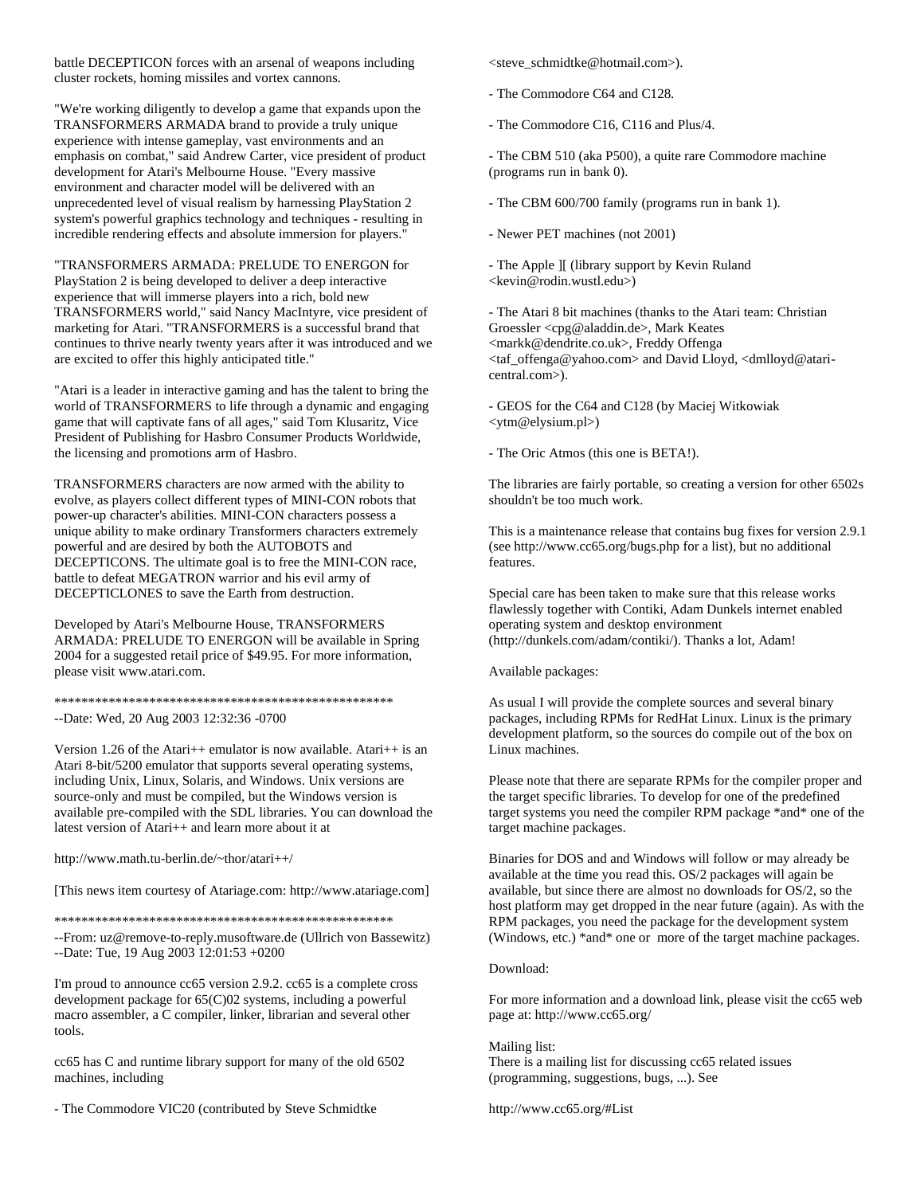battle DECEPTICON forces with an arsenal of weapons including cluster rockets, homing missiles and vortex cannons.

"We're working diligently to develop a game that expands upon the TRANSFORMERS ARMADA brand to provide a truly unique experience with intense gameplay, vast environments and an emphasis on combat," said Andrew Carter, vice president of product development for Atari's Melbourne House. "Every massive environment and character model will be delivered with an unprecedented level of visual realism by harnessing PlayStation 2 system's powerful graphics technology and techniques - resulting in incredible rendering effects and absolute immersion for players."

"TRANSFORMERS ARMADA: PRELUDE TO ENERGON for PlayStation 2 is being developed to deliver a deep interactive experience that will immerse players into a rich, bold new TRANSFORMERS world," said Nancy MacIntyre, vice president of marketing for Atari. "TRANSFORMERS is a successful brand that continues to thrive nearly twenty years after it was introduced and we are excited to offer this highly anticipated title."

"Atari is a leader in interactive gaming and has the talent to bring the world of TRANSFORMERS to life through a dynamic and engaging game that will captivate fans of all ages," said Tom Klusaritz, Vice President of Publishing for Hasbro Consumer Products Worldwide, the licensing and promotions arm of Hasbro.

TRANSFORMERS characters are now armed with the ability to evolve, as players collect different types of MINI-CON robots that power-up character's abilities. MINI-CON characters possess a unique ability to make ordinary Transformers characters extremely powerful and are desired by both the AUTOBOTS and DECEPTICONS. The ultimate goal is to free the MINI-CON race, battle to defeat MEGATRON warrior and his evil army of DECEPTICLONES to save the Earth from destruction.

Developed by Atari's Melbourne House, TRANSFORMERS ARMADA: PRELUDE TO ENERGON will be available in Spring 2004 for a suggested retail price of $49.95. For more information, please visit www.atari.com.

****************************************************

--Date: Wed, 20 Aug 2003 12:32:36 -0700

Version 1.26 of the Atari++ emulator is now available. Atari++ is an Atari 8-bit/5200 emulator that supports several operating systems, including Unix, Linux, Solaris, and Windows. Unix versions are source-only and must be compiled, but the Windows version is available pre-compiled with the SDL libraries. You can download the latest version of Atari++ and learn more about it at

http://www.math.tu-berlin.de/~thor/atari++/

[This news item courtesy of Atariage.com: http://www.atariage.com]

****************************************************

--From: uz@remove-to-reply.musoftware.de (Ullrich von Bassewitz)
--Date: Tue, 19 Aug 2003 12:01:53 +0200

I'm proud to announce cc65 version 2.9.2. cc65 is a complete cross development package for 65(C)02 systems, including a powerful macro assembler, a C compiler, linker, librarian and several other tools.

cc65 has C and runtime library support for many of the old 6502 machines, including

- The Commodore VIC20 (contributed by Steve Schmidtke <steve_schmidtke@hotmail.com>).

- The Commodore C64 and C128.

- The Commodore C16, C116 and Plus/4.

- The CBM 510 (aka P500), a quite rare Commodore machine (programs run in bank 0).

- The CBM 600/700 family (programs run in bank 1).

- Newer PET machines (not 2001)

- The Apple ][ (library support by Kevin Ruland <kevin@rodin.wustl.edu>)

- The Atari 8 bit machines (thanks to the Atari team: Christian Groessler <cpg@aladdin.de>, Mark Keates <markk@dendrite.co.uk>, Freddy Offenga <taf_offenga@yahoo.com> and David Lloyd, <dmlloyd@atari-central.com>).

- GEOS for the C64 and C128 (by Maciej Witkowiak <ytm@elysium.pl>)

- The Oric Atmos (this one is BETA!).

The libraries are fairly portable, so creating a version for other 6502s shouldn't be too much work.

This is a maintenance release that contains bug fixes for version 2.9.1 (see http://www.cc65.org/bugs.php for a list), but no additional features.

Special care has been taken to make sure that this release works flawlessly together with Contiki, Adam Dunkels internet enabled operating system and desktop environment (http://dunkels.com/adam/contiki/). Thanks a lot, Adam!

Available packages:

As usual I will provide the complete sources and several binary packages, including RPMs for RedHat Linux. Linux is the primary development platform, so the sources do compile out of the box on Linux machines.

Please note that there are separate RPMs for the compiler proper and the target specific libraries. To develop for one of the predefined target systems you need the compiler RPM package *and* one of the target machine packages.

Binaries for DOS and and Windows will follow or may already be available at the time you read this. OS/2 packages will again be available, but since there are almost no downloads for OS/2, so the host platform may get dropped in the near future (again). As with the RPM packages, you need the package for the development system (Windows, etc.) *and* one or more of the target machine packages.

Download:

For more information and a download link, please visit the cc65 web page at: http://www.cc65.org/

Mailing list:
There is a mailing list for discussing cc65 related issues (programming, suggestions, bugs, ...). See

http://www.cc65.org/#List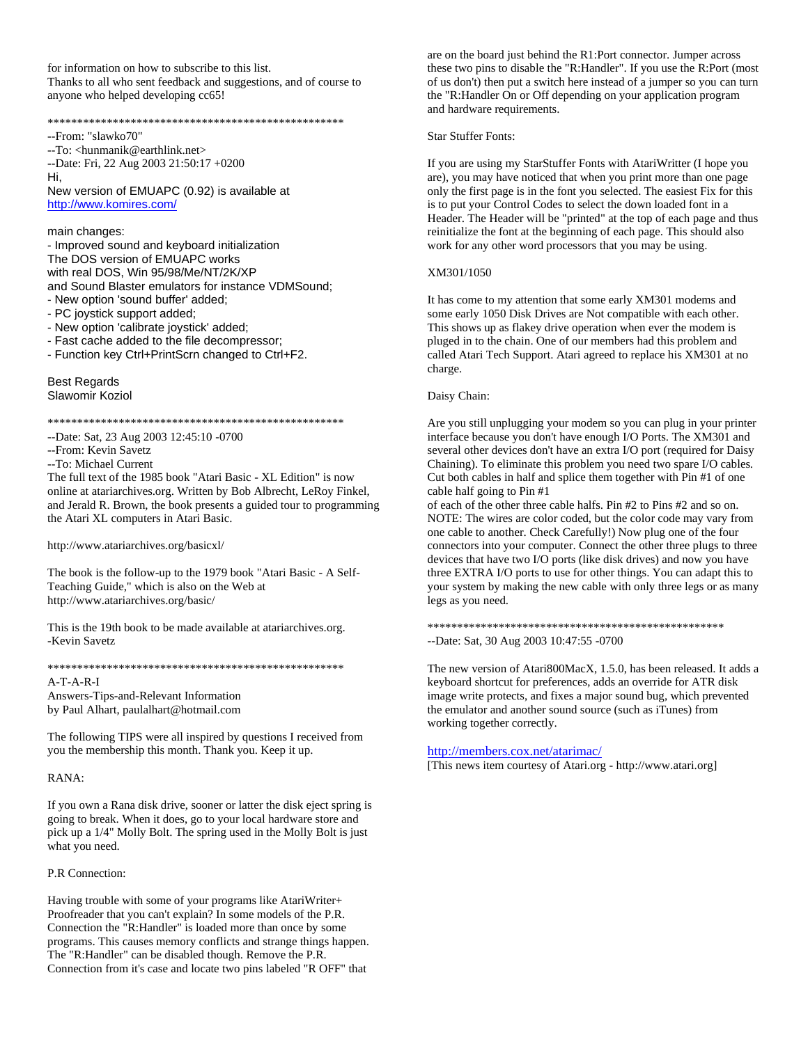for information on how to subscribe to this list.
Thanks to all who sent feedback and suggestions, and of course to anyone who helped developing cc65!

****************************************************

--From: "slawko70"
--To: <hunmanik@earthlink.net>
--Date: Fri, 22 Aug 2003 21:50:17 +0200
Hi,
New version of EMUAPC (0.92) is available at
http://www.komires.com/

main changes:
- Improved sound and keyboard initialization
The DOS version of EMUAPC works
with real DOS, Win 95/98/Me/NT/2K/XP
and Sound Blaster emulators for instance VDMSound;
- New option 'sound buffer' added;
- PC joystick support added;
- New option 'calibrate joystick' added;
- Fast cache added to the file decompressor;
- Function key Ctrl+PrintScrn changed to Ctrl+F2.

Best Regards
Slawomir Koziol

****************************************************

--Date: Sat, 23 Aug 2003 12:45:10 -0700
--From: Kevin Savetz
--To: Michael Current
The full text of the 1985 book "Atari Basic - XL Edition" is now online at atariarchives.org. Written by Bob Albrecht, LeRoy Finkel, and Jerald R. Brown, the book presents a guided tour to programming the Atari XL computers in Atari Basic.

http://www.atariarchives.org/basicxl/

The book is the follow-up to the 1979 book "Atari Basic - A Self-Teaching Guide," which is also on the Web at http://www.atariarchives.org/basic/

This is the 19th book to be made available at atariarchives.org.
-Kevin Savetz

****************************************************

A-T-A-R-I
Answers-Tips-and-Relevant Information
by Paul Alhart, paulalhart@hotmail.com

The following TIPS were all inspired by questions I received from you the membership this month. Thank you. Keep it up.

RANA:

If you own a Rana disk drive, sooner or latter the disk eject spring is going to break. When it does, go to your local hardware store and pick up a 1/4" Molly Bolt. The spring used in the Molly Bolt is just what you need.

P.R Connection:

Having trouble with some of your programs like AtariWriter+ Proofreader that you can't explain? In some models of the P.R. Connection the "R:Handler" is loaded more than once by some programs. This causes memory conflicts and strange things happen. The "R:Handler" can be disabled though. Remove the P.R. Connection from it's case and locate two pins labeled "R OFF" that are on the board just behind the R1:Port connector. Jumper across these two pins to disable the "R:Handler". If you use the R:Port (most of us don't) then put a switch here instead of a jumper so you can turn the "R:Handler On or Off depending on your application program and hardware requirements.

Star Stuffer Fonts:

If you are using my StarStuffer Fonts with AtariWritter (I hope you are), you may have noticed that when you print more than one page only the first page is in the font you selected. The easiest Fix for this is to put your Control Codes to select the down loaded font in a Header. The Header will be "printed" at the top of each page and thus reinitialize the font at the beginning of each page. This should also work for any other word processors that you may be using.

XM301/1050

It has come to my attention that some early XM301 modems and some early 1050 Disk Drives are Not compatible with each other. This shows up as flakey drive operation when ever the modem is pluged in to the chain. One of our members had this problem and called Atari Tech Support. Atari agreed to replace his XM301 at no charge.

Daisy Chain:

Are you still unplugging your modem so you can plug in your printer interface because you don't have enough I/O Ports. The XM301 and several other devices don't have an extra I/O port (required for Daisy Chaining). To eliminate this problem you need two spare I/O cables. Cut both cables in half and splice them together with Pin #1 of one cable half going to Pin #1
of each of the other three cable halfs. Pin #2 to Pins #2 and so on. NOTE: The wires are color coded, but the color code may vary from one cable to another. Check Carefully!) Now plug one of the four connectors into your computer. Connect the other three plugs to three devices that have two I/O ports (like disk drives) and now you have three EXTRA I/O ports to use for other things. You can adapt this to your system by making the new cable with only three legs or as many legs as you need.

****************************************************

--Date: Sat, 30 Aug 2003 10:47:55 -0700

The new version of Atari800MacX, 1.5.0, has been released. It adds a keyboard shortcut for preferences, adds an override for ATR disk image write protects, and fixes a major sound bug, which prevented the emulator and another sound source (such as iTunes) from working together correctly.

http://members.cox.net/atarimac/
[This news item courtesy of Atari.org - http://www.atari.org]